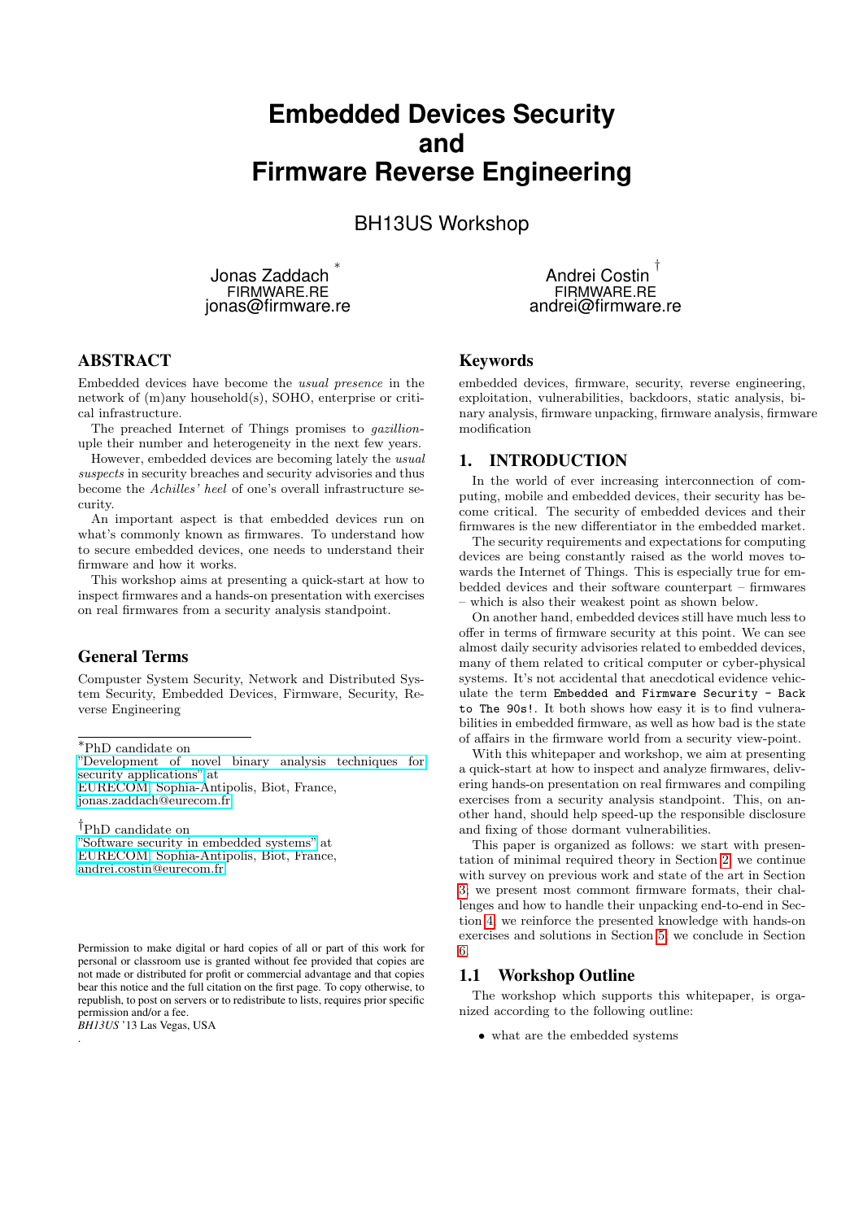# Embedded Devices Security and Firmware Reverse Engineering

BH13US Workshop

Jonas Zaddach [*]
FIRMWARE.RE
jonas@firmware.re

Andrei Costin [†]
FIRMWARE.RE
andrei@firmware.re

## ABSTRACT

Embedded devices have become the *usual presence* in the network of (m)any household(s), SOHO, enterprise or critical infrastructure.

The preached Internet of Things promises to *gazillion*-uple their number and heterogeneity in the next few years.

However, embedded devices are becoming lately the *usual suspects* in security breaches and security advisories and thus become the *Achilles' heel* of one's overall infrastructure security.

An important aspect is that embedded devices run on what's commonly known as firmwares. To understand how to secure embedded devices, one needs to understand their firmware and how it works.

This workshop aims at presenting a quick-start at how to inspect firmwares and a hands-on presentation with exercises on real firmwares from a security analysis standpoint.

## General Terms

Computer System Security, Network and Distributed System Security, Embedded Devices, Firmware, Security, Reverse Engineering

[*]PhD candidate on "Development of novel binary analysis techniques for security applications" at EURECOM, Sophia-Antipolis, Biot, France, jonas.zaddach@eurecom.fr

[†]PhD candidate on "Software security in embedded systems" at EURECOM, Sophia-Antipolis, Biot, France, andrei.costin@eurecom.fr

Permission to make digital or hard copies of all or part of this work for personal or classroom use is granted without fee provided that copies are not made or distributed for profit or commercial advantage and that copies bear this notice and the full citation on the first page. To copy otherwise, to republish, to post on servers or to redistribute to lists, requires prior specific permission and/or a fee.
*BH13US* '13 Las Vegas, USA
.

## Keywords

embedded devices, firmware, security, reverse engineering, exploitation, vulnerabilities, backdoors, static analysis, binary analysis, firmware unpacking, firmware analysis, firmware modification

## 1. INTRODUCTION

In the world of ever increasing interconnection of computing, mobile and embedded devices, their security has become critical. The security of embedded devices and their firmwares is the new differentiator in the embedded market.

The security requirements and expectations for computing devices are being constantly raised as the world moves towards the Internet of Things. This is especially true for embedded devices and their software counterpart – firmwares – which is also their weakest point as shown below.

On another hand, embedded devices still have much less to offer in terms of firmware security at this point. We can see almost daily security advisories related to embedded devices, many of them related to critical computer or cyber-physical systems. It's not accidental that anecdotical evidence vehiculate the term `Embedded and Firmware Security - Back to The 90s!`. It both shows how easy it is to find vulnerabilities in embedded firmware, as well as how bad is the state of affairs in the firmware world from a security view-point.

With this whitepaper and workshop, we aim at presenting a quick-start at how to inspect and analyze firmwares, delivering hands-on presentation on real firmwares and compiling exercises from a security analysis standpoint. This, on another hand, should help speed-up the responsible disclosure and fixing of those dormant vulnerabilities.

This paper is organized as follows: we start with presentation of minimal required theory in Section 2, we continue with survey on previous work and state of the art in Section 3, we present most commont firmware formats, their challenges and how to handle their unpacking end-to-end in Section 4, we reinforce the presented knowledge with hands-on exercises and solutions in Section 5, we conclude in Section 6.

### 1.1 Workshop Outline

The workshop which supports this whitepaper, is organized according to the following outline:

- what are the embedded systems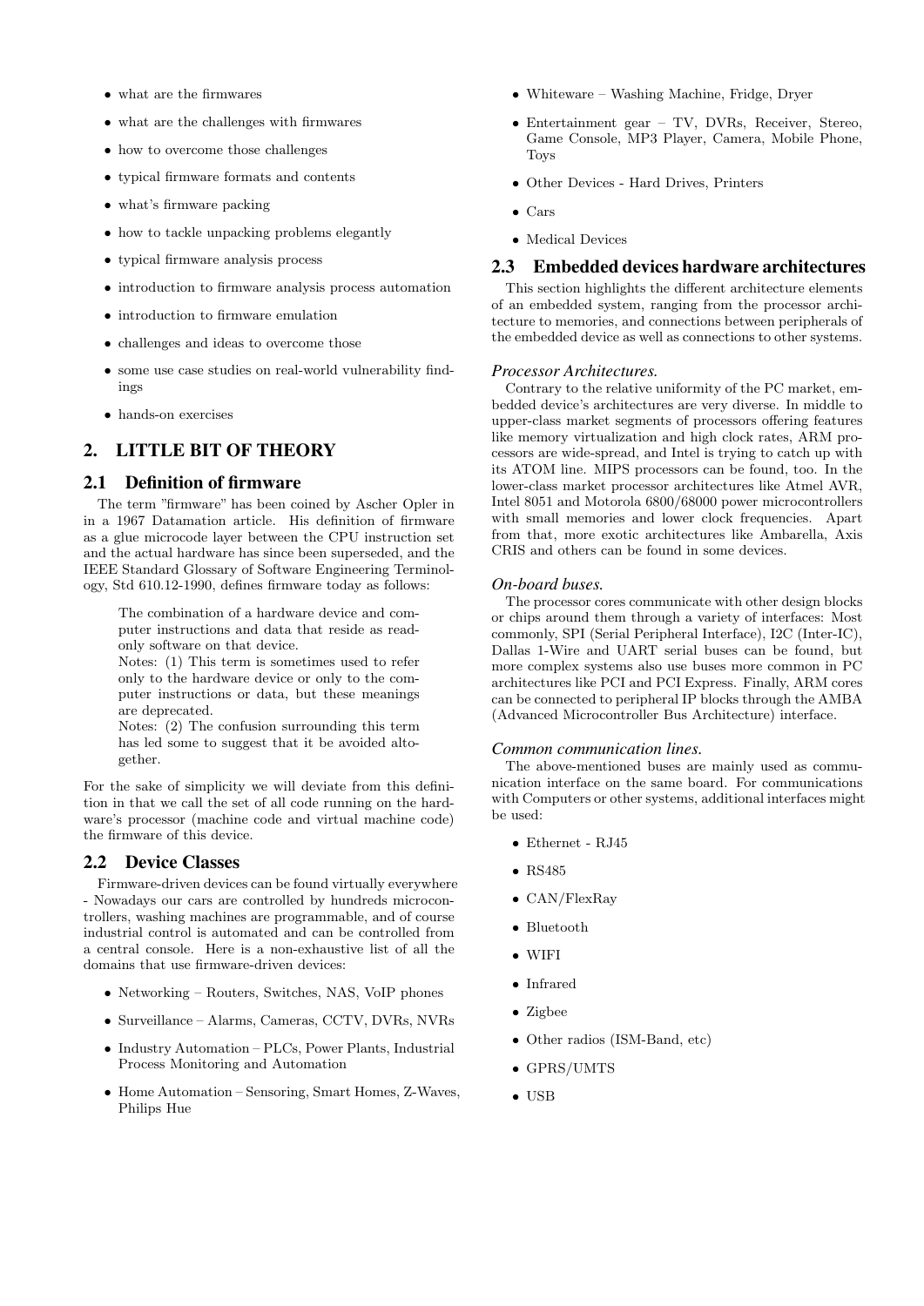- what are the firmwares
- what are the challenges with firmwares
- how to overcome those challenges
- typical firmware formats and contents
- what's firmware packing
- how to tackle unpacking problems elegantly
- typical firmware analysis process
- introduction to firmware analysis process automation
- introduction to firmware emulation
- challenges and ideas to overcome those
- some use case studies on real-world vulnerability findings
- hands-on exercises

## 2. LITTLE BIT OF THEORY

### 2.1 Definition of firmware

The term "firmware" has been coined by Ascher Opler in in a 1967 Datamation article. His definition of firmware as a glue microcode layer between the CPU instruction set and the actual hardware has since been superseded, and the IEEE Standard Glossary of Software Engineering Terminology, Std 610.12-1990, defines firmware today as follows:

> The combination of a hardware device and computer instructions and data that reside as read-only software on that device.
> Notes: (1) This term is sometimes used to refer only to the hardware device or only to the computer instructions or data, but these meanings are deprecated.
> Notes: (2) The confusion surrounding this term has led some to suggest that it be avoided altogether.

For the sake of simplicity we will deviate from this definition in that we call the set of all code running on the hardware's processor (machine code and virtual machine code) the firmware of this device.

### 2.2 Device Classes

Firmware-driven devices can be found virtually everywhere - Nowadays our cars are controlled by hundreds microcontrollers, washing machines are programmable, and of course industrial control is automated and can be controlled from a central console. Here is a non-exhaustive list of all the domains that use firmware-driven devices:

- Networking – Routers, Switches, NAS, VoIP phones
- Surveillance – Alarms, Cameras, CCTV, DVRs, NVRs
- Industry Automation – PLCs, Power Plants, Industrial Process Monitoring and Automation
- Home Automation – Sensoring, Smart Homes, Z-Waves, Philips Hue
- Whiteware – Washing Machine, Fridge, Dryer
- Entertainment gear – TV, DVRs, Receiver, Stereo, Game Console, MP3 Player, Camera, Mobile Phone, Toys
- Other Devices - Hard Drives, Printers
- Cars
- Medical Devices

### 2.3 Embedded devices hardware architectures

This section highlights the different architecture elements of an embedded system, ranging from the processor architecture to memories, and connections between peripherals of the embedded device as well as connections to other systems.

#### *Processor Architectures.*

Contrary to the relative uniformity of the PC market, embedded device's architectures are very diverse. In middle to upper-class market segments of processors offering features like memory virtualization and high clock rates, ARM processors are wide-spread, and Intel is trying to catch up with its ATOM line. MIPS processors can be found, too. In the lower-class market processor architectures like Atmel AVR, Intel 8051 and Motorola 6800/68000 power microcontrollers with small memories and lower clock frequencies. Apart from that, more exotic architectures like Ambarella, Axis CRIS and others can be found in some devices.

#### *On-board buses.*

The processor cores communicate with other design blocks or chips around them through a variety of interfaces: Most commonly, SPI (Serial Peripheral Interface), I2C (Inter-IC), Dallas 1-Wire and UART serial buses can be found, but more complex systems also use buses more common in PC architectures like PCI and PCI Express. Finally, ARM cores can be connected to peripheral IP blocks through the AMBA (Advanced Microcontroller Bus Architecture) interface.

#### *Common communication lines.*

The above-mentioned buses are mainly used as communication interface on the same board. For communications with Computers or other systems, additional interfaces might be used:

- Ethernet - RJ45
- RS485
- CAN/FlexRay
- Bluetooth
- WIFI
- Infrared
- Zigbee
- Other radios (ISM-Band, etc)
- GPRS/UMTS
- USB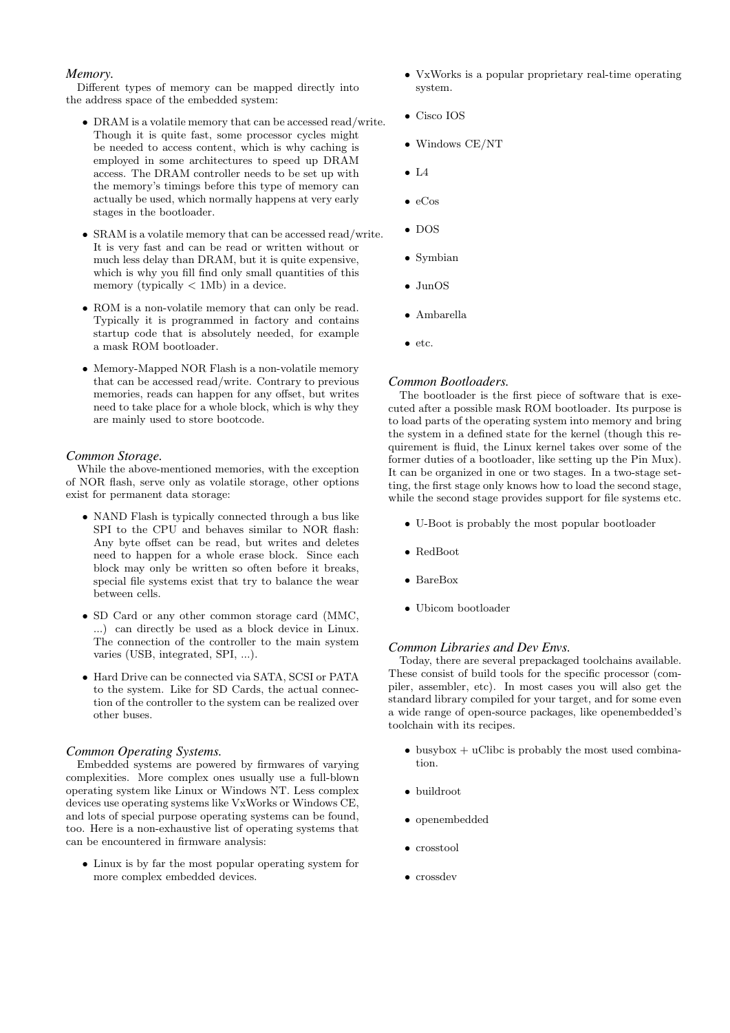### *Memory.*

Different types of memory can be mapped directly into the address space of the embedded system:

- DRAM is a volatile memory that can be accessed read/write. Though it is quite fast, some processor cycles might be needed to access content, which is why caching is employed in some architectures to speed up DRAM access. The DRAM controller needs to be set up with the memory's timings before this type of memory can actually be used, which normally happens at very early stages in the bootloader.
- SRAM is a volatile memory that can be accessed read/write. It is very fast and can be read or written without or much less delay than DRAM, but it is quite expensive, which is why you fill find only small quantities of this memory (typically $< 1$Mb) in a device.
- ROM is a non-volatile memory that can only be read. Typically it is programmed in factory and contains startup code that is absolutely needed, for example a mask ROM bootloader.
- Memory-Mapped NOR Flash is a non-volatile memory that can be accessed read/write. Contrary to previous memories, reads can happen for any offset, but writes need to take place for a whole block, which is why they are mainly used to store bootcode.

### *Common Storage.*

While the above-mentioned memories, with the exception of NOR flash, serve only as volatile storage, other options exist for permanent data storage:

- NAND Flash is typically connected through a bus like SPI to the CPU and behaves similar to NOR flash: Any byte offset can be read, but writes and deletes need to happen for a whole erase block. Since each block may only be written so often before it breaks, special file systems exist that try to balance the wear between cells.
- SD Card or any other common storage card (MMC, ...) can directly be used as a block device in Linux. The connection of the controller to the main system varies (USB, integrated, SPI, ...).
- Hard Drive can be connected via SATA, SCSI or PATA to the system. Like for SD Cards, the actual connection of the controller to the system can be realized over other buses.

### *Common Operating Systems.*

Embedded systems are powered by firmwares of varying complexities. More complex ones usually use a full-blown operating system like Linux or Windows NT. Less complex devices use operating systems like VxWorks or Windows CE, and lots of special purpose operating systems can be found, too. Here is a non-exhaustive list of operating systems that can be encountered in firmware analysis:

- Linux is by far the most popular operating system for more complex embedded devices.
- VxWorks is a popular proprietary real-time operating system.
- Cisco IOS
- Windows CE/NT
- L4
- eCos
- DOS
- Symbian
- JunOS
- Ambarella
- etc.

### *Common Bootloaders.*

The bootloader is the first piece of software that is executed after a possible mask ROM bootloader. Its purpose is to load parts of the operating system into memory and bring the system in a defined state for the kernel (though this requirement is fluid, the Linux kernel takes over some of the former duties of a bootloader, like setting up the Pin Mux). It can be organized in one or two stages. In a two-stage setting, the first stage only knows how to load the second stage, while the second stage provides support for file systems etc.

- U-Boot is probably the most popular bootloader
- RedBoot
- BareBox
- Ubicom bootloader

### *Common Libraries and Dev Envs.*

Today, there are several prepackaged toolchains available. These consist of build tools for the specific processor (compiler, assembler, etc). In most cases you will also get the standard library compiled for your target, and for some even a wide range of open-source packages, like openembedded's toolchain with its recipes.

- busybox + uClibc is probably the most used combination.
- buildroot
- openembedded
- crosstool
- crossdev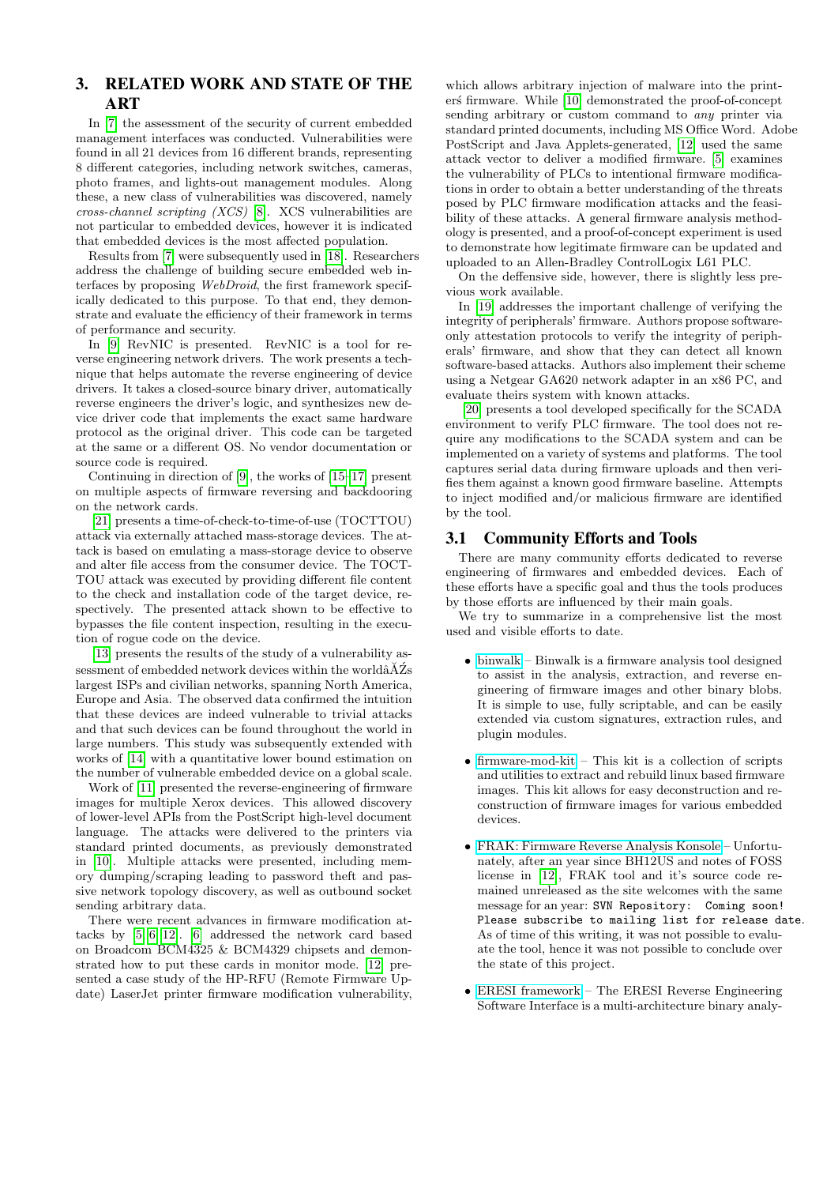## 3. RELATED WORK AND STATE OF THE ART

In [7] the assessment of the security of current embedded management interfaces was conducted. Vulnerabilities were found in all 21 devices from 16 different brands, representing 8 different categories, including network switches, cameras, photo frames, and lights-out management modules. Along these, a new class of vulnerabilities was discovered, namely *cross-channel scripting (XCS)* [8]. XCS vulnerabilities are not particular to embedded devices, however it is indicated that embedded devices is the most affected population.

Results from [7] were subsequently used in [18]. Researchers address the challenge of building secure embedded web interfaces by proposing *WebDroid*, the first framework specifically dedicated to this purpose. To that end, they demonstrate and evaluate the efficiency of their framework in terms of performance and security.

In [9] RevNIC is presented. RevNIC is a tool for reverse engineering network drivers. The work presents a technique that helps automate the reverse engineering of device drivers. It takes a closed-source binary driver, automatically reverse engineers the driver's logic, and synthesizes new device driver code that implements the exact same hardware protocol as the original driver. This code can be targeted at the same or a different OS. No vendor documentation or source code is required.

Continuing in direction of [9], the works of [15–17] present on multiple aspects of firmware reversing and backdooring on the network cards.

[21] presents a time-of-check-to-time-of-use (TOCTTOU) attack via externally attached mass-storage devices. The attack is based on emulating a mass-storage device to observe and alter file access from the consumer device. The TOCTTOU attack was executed by providing different file content to the check and installation code of the target device, respectively. The presented attack shown to be effective to bypasses the file content inspection, resulting in the execution of rogue code on the device.

[13] presents the results of the study of a vulnerability assessment of embedded network devices within the worldâĂŹs largest ISPs and civilian networks, spanning North America, Europe and Asia. The observed data confirmed the intuition that these devices are indeed vulnerable to trivial attacks and that such devices can be found throughout the world in large numbers. This study was subsequently extended with works of [14] with a quantitative lower bound estimation on the number of vulnerable embedded device on a global scale.

Work of [11] presented the reverse-engineering of firmware images for multiple Xerox devices. This allowed discovery of lower-level APIs from the PostScript high-level document language. The attacks were delivered to the printers via standard printed documents, as previously demonstrated in [10]. Multiple attacks were presented, including memory dumping/scraping leading to password theft and passive network topology discovery, as well as outbound socket sending arbitrary data.

There were recent advances in firmware modification attacks by [5, 6, 12]. [6] addressed the network card based on Broadcom BCM4325 & BCM4329 chipsets and demonstrated how to put these cards in monitor mode. [12] presented a case study of the HP-RFU (Remote Firmware Update) LaserJet printer firmware modification vulnerability, which allows arbitrary injection of malware into the printerś firmware. While [10] demonstrated the proof-of-concept sending arbitrary or custom command to *any* printer via standard printed documents, including MS Office Word. Adobe PostScript and Java Applets-generated, [12] used the same attack vector to deliver a modified firmware. [5] examines the vulnerability of PLCs to intentional firmware modifications in order to obtain a better understanding of the threats posed by PLC firmware modification attacks and the feasibility of these attacks. A general firmware analysis methodology is presented, and a proof-of-concept experiment is used to demonstrate how legitimate firmware can be updated and uploaded to an Allen-Bradley ControlLogix L61 PLC.

On the deffensive side, however, there is slightly less previous work available.

In [19] addresses the important challenge of verifying the integrity of peripherals' firmware. Authors propose software-only attestation protocols to verify the integrity of peripherals' firmware, and show that they can detect all known software-based attacks. Authors also implement their scheme using a Netgear GA620 network adapter in an x86 PC, and evaluate theirs system with known attacks.

[20] presents a tool developed specifically for the SCADA environment to verify PLC firmware. The tool does not require any modifications to the SCADA system and can be implemented on a variety of systems and platforms. The tool captures serial data during firmware uploads and then verifies them against a known good firmware baseline. Attempts to inject modified and/or malicious firmware are identified by the tool.

### 3.1 Community Efforts and Tools

There are many community efforts dedicated to reverse engineering of firmwares and embedded devices. Each of these efforts have a specific goal and thus the tools produces by those efforts are influenced by their main goals.

We try to summarize in a comprehensive list the most used and visible efforts to date.

- binwalk – Binwalk is a firmware analysis tool designed to assist in the analysis, extraction, and reverse engineering of firmware images and other binary blobs. It is simple to use, fully scriptable, and can be easily extended via custom signatures, extraction rules, and plugin modules.

- firmware-mod-kit – This kit is a collection of scripts and utilities to extract and rebuild linux based firmware images. This kit allows for easy deconstruction and reconstruction of firmware images for various embedded devices.

- FRAK: Firmware Reverse Analysis Konsole – Unfortunately, after an year since BH12US and notes of FOSS license in [12], FRAK tool and it's source code remained unreleased as the site welcomes with the same message for an year: `SVN Repository: Coming soon! Please subscribe to mailing list for release date`. As of time of this writing, it was not possible to evaluate the tool, hence it was not possible to conclude over the state of this project.

- ERESI framework – The ERESI Reverse Engineering Software Interface is a multi-architecture binary analy-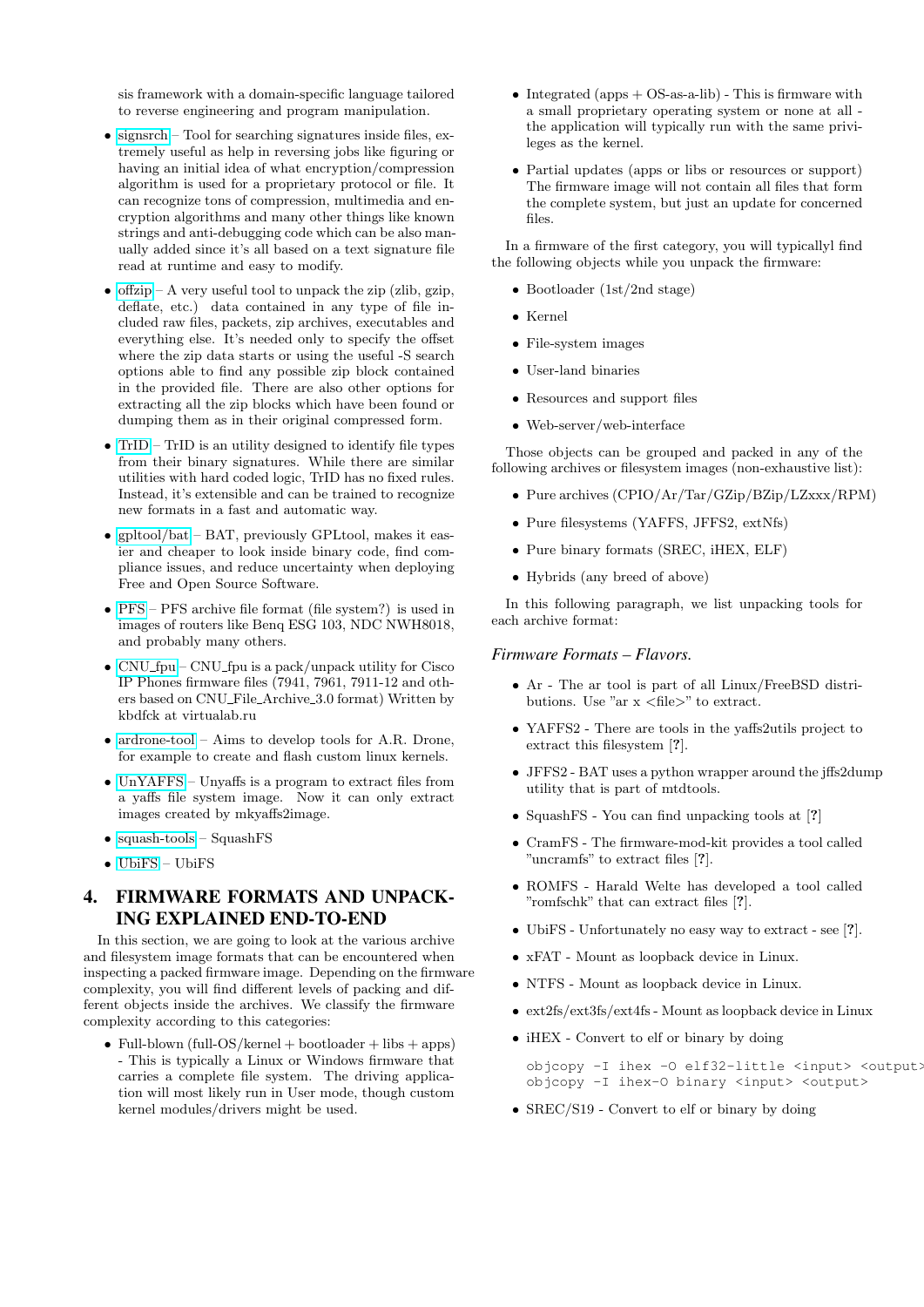sis framework with a domain-specific language tailored to reverse engineering and program manipulation.

- signsrch – Tool for searching signatures inside files, extremely useful as help in reversing jobs like figuring or having an initial idea of what encryption/compression algorithm is used for a proprietary protocol or file. It can recognize tons of compression, multimedia and encryption algorithms and many other things like known strings and anti-debugging code which can be also manually added since it's all based on a text signature file read at runtime and easy to modify.
- offzip – A very useful tool to unpack the zip (zlib, gzip, deflate, etc.) data contained in any type of file included raw files, packets, zip archives, executables and everything else. It's needed only to specify the offset where the zip data starts or using the useful -S search options able to find any possible zip block contained in the provided file. There are also other options for extracting all the zip blocks which have been found or dumping them as in their original compressed form.
- TrID – TrID is an utility designed to identify file types from their binary signatures. While there are similar utilities with hard coded logic, TrID has no fixed rules. Instead, it's extensible and can be trained to recognize new formats in a fast and automatic way.
- gpltool/bat – BAT, previously GPLtool, makes it easier and cheaper to look inside binary code, find compliance issues, and reduce uncertainty when deploying Free and Open Source Software.
- PFS – PFS archive file format (file system?) is used in images of routers like Benq ESG 103, NDC NWH8018, and probably many others.
- CNU_fpu – CNU_fpu is a pack/unpack utility for Cisco IP Phones firmware files (7941, 7961, 7911-12 and others based on CNU_File_Archive_3.0 format) Written by kbdfck at virtualab.ru
- ardrone-tool – Aims to develop tools for A.R. Drone, for example to create and flash custom linux kernels.
- UnYAFFS – Unyaffs is a program to extract files from a yaffs file system image. Now it can only extract images created by mkyaffs2image.
- squash-tools – SquashFS
- UbiFS – UbiFS

## 4. FIRMWARE FORMATS AND UNPACKING EXPLAINED END-TO-END

In this section, we are going to look at the various archive and filesystem image formats that can be encountered when inspecting a packed firmware image. Depending on the firmware complexity, you will find different levels of packing and different objects inside the archives. We classify the firmware complexity according to this categories:

- Full-blown (full-OS/kernel + bootloader + libs + apps) - This is typically a Linux or Windows firmware that carries a complete file system. The driving application will most likely run in User mode, though custom kernel modules/drivers might be used.
- Integrated (apps + OS-as-a-lib) - This is firmware with a small proprietary operating system or none at all - the application will typically run with the same privileges as the kernel.
- Partial updates (apps or libs or resources or support) The firmware image will not contain all files that form the complete system, but just an update for concerned files.

In a firmware of the first category, you will typicallyl find the following objects while you unpack the firmware:

- Bootloader (1st/2nd stage)
- Kernel
- File-system images
- User-land binaries
- Resources and support files
- Web-server/web-interface

Those objects can be grouped and packed in any of the following archives or filesystem images (non-exhaustive list):

- Pure archives (CPIO/Ar/Tar/GZip/BZip/LZxxx/RPM)
- Pure filesystems (YAFFS, JFFS2, extNfs)
- Pure binary formats (SREC, iHEX, ELF)
- Hybrids (any breed of above)

In this following paragraph, we list unpacking tools for each archive format:

### *Firmware Formats – Flavors.*

- Ar - The ar tool is part of all Linux/FreeBSD distributions. Use "ar x <file>" to extract.
- YAFFS2 - There are tools in the yaffs2utils project to extract this filesystem [?].
- JFFS2 - BAT uses a python wrapper around the jffs2dump utility that is part of mtdtools.
- SquashFS - You can find unpacking tools at [?]
- CramFS - The firmware-mod-kit provides a tool called "uncramfs" to extract files [?].
- ROMFS - Harald Welte has developed a tool called "romfschk" that can extract files [?].
- UbiFS - Unfortunately no easy way to extract - see [?].
- xFAT - Mount as loopback device in Linux.
- NTFS - Mount as loopback device in Linux.
- ext2fs/ext3fs/ext4fs - Mount as loopback device in Linux
- iHEX - Convert to elf or binary by doing

```
objcopy -I ihex -O elf32-little <input> <output>
objcopy -I ihex-O binary <input> <output>
```

- SREC/S19 - Convert to elf or binary by doing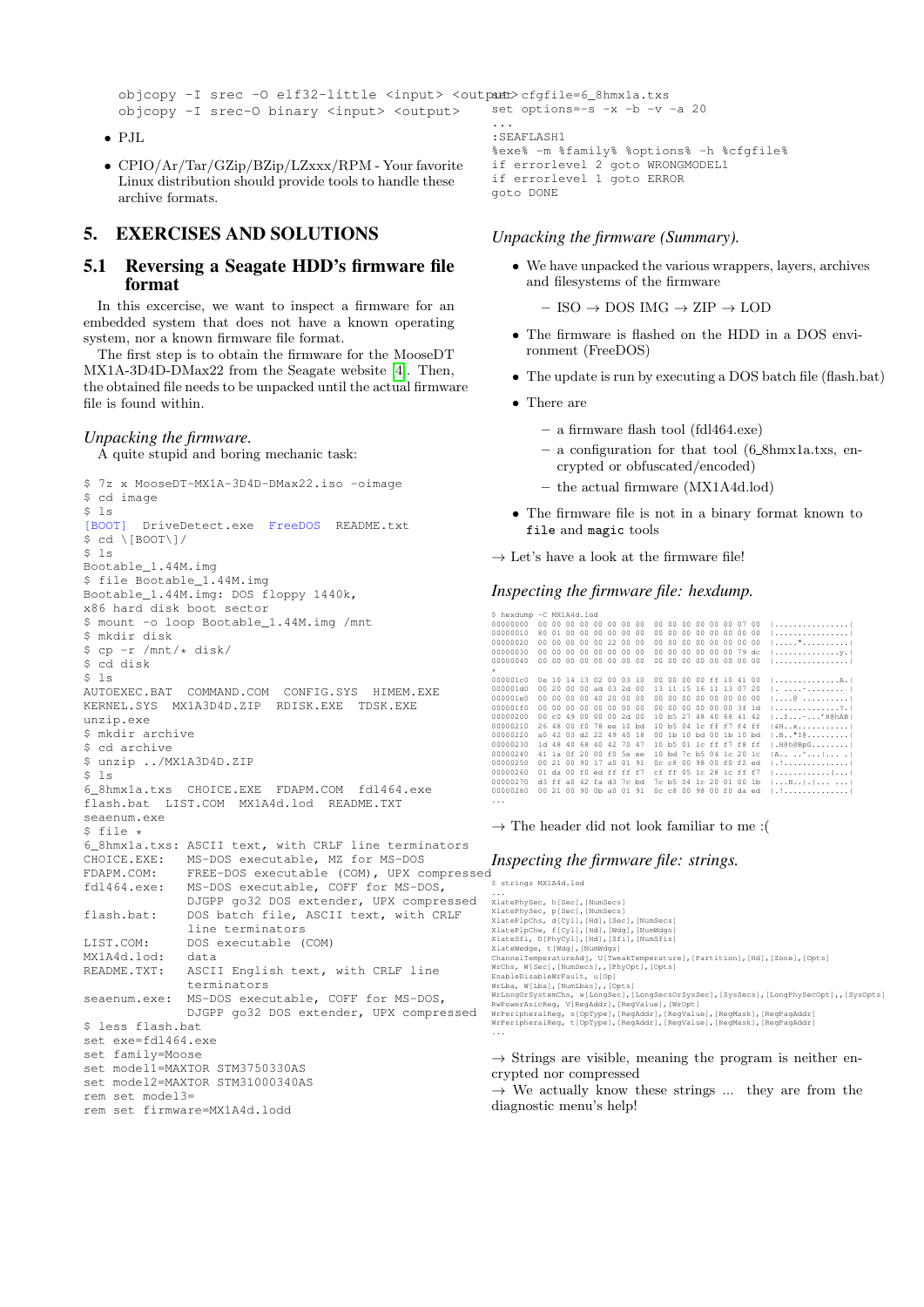```
objcopy -I srec -O elf32-little <input> <output>
objcopy -I srec-O binary <input> <output>
```

- PJL
- CPIO/Ar/Tar/GZip/BZip/LZxxx/RPM - Your favorite Linux distribution should provide tools to handle these archive formats.

# 5. EXERCISES AND SOLUTIONS

## 5.1 Reversing a Seagate HDD's firmware file format

In this excercise, we want to inspect a firmware for an embedded system that does not have a known operating system, nor a known firmware file format.

The first step is to obtain the firmware for the MooseDT MX1A-3D4D-DMax22 from the Seagate website [4]. Then, the obtained file needs to be unpacked until the actual firmware file is found within.

*Unpacking the firmware.*

A quite stupid and boring mechanic task:

```
$ 7z x MooseDT-MX1A-3D4D-DMax22.iso -oimage
$ cd image
$ ls
[BOOT]  DriveDetect.exe  FreeDOS  README.txt
$ cd \[BOOT\]/
$ ls
Bootable_1.44M.img
$ file Bootable_1.44M.img
Bootable_1.44M.img: DOS floppy 1440k,
x86 hard disk boot sector
$ mount -o loop Bootable_1.44M.img /mnt
$ mkdir disk
$ cp -r /mnt/* disk/
$ cd disk
$ ls
AUTOEXEC.BAT  COMMAND.COM  CONFIG.SYS  HIMEM.EXE
KERNEL.SYS  MX1A3D4D.ZIP  RDISK.EXE  TDSK.EXE
unzip.exe
$ mkdir archive
$ cd archive
$ unzip ../MX1A3D4D.ZIP
$ ls
6_8hmx1a.txs  CHOICE.EXE  FDAPM.COM  fdl464.exe
flash.bat  LIST.COM  MX1A4d.lod  README.TXT
seaenum.exe
$ file *
6_8hmx1a.txs: ASCII text, with CRLF line terminators
CHOICE.EXE:   MS-DOS executable, MZ for MS-DOS
FDAPM.COM:    FREE-DOS executable (COM), UPX compressed
fdl464.exe:   MS-DOS executable, COFF for MS-DOS,
              DJGPP go32 DOS extender, UPX compressed
flash.bat:    DOS batch file, ASCII text, with CRLF
              line terminators
LIST.COM:     DOS executable (COM)
MX1A4d.lod:   data
README.TXT:   ASCII English text, with CRLF line
              terminators
seaenum.exe:  MS-DOS executable, COFF for MS-DOS,
              DJGPP go32 DOS extender, UPX compressed
$ less flash.bat
set exe=fdl464.exe
set family=Moose
set model1=MAXTOR STM3750330AS
set model2=MAXTOR STM31000340AS
rem set model3=
rem set firmware=MX1A4d.lodd
set cfgfile=6_8hmx1a.txs
set options=-s -x -b -v -a 20
...
:SEAFLASH1
%exe% -m %family% %options% -h %cfgfile%
if errorlevel 2 goto WRONGMODEL1
if errorlevel 1 goto ERROR
goto DONE
```

*Unpacking the firmware (Summary).*

- We have unpacked the various wrappers, layers, archives and filesystems of the firmware
  - ISO → DOS IMG → ZIP → LOD
- The firmware is flashed on the HDD in a DOS environment (FreeDOS)
- The update is run by executing a DOS batch file (flash.bat)
- There are
  - a firmware flash tool (fdl464.exe)
  - a configuration for that tool (6_8hmx1a.txs, encrypted or obfuscated/encoded)
  - the actual firmware (MX1A4d.lod)
- The firmware file is not in a binary format known to `file` and `magic` tools

→ Let's have a look at the firmware file!

*Inspecting the firmware file: hexdump.*

```
$ hexdump -C MX1A4d.lod
00000000  00 00 00 00 00 00 00 00  00 00 00 00 00 00 07 00  |................|
00000010  80 01 00 00 00 00 00 00  00 00 00 00 00 00 00 00  |................|
00000020  00 00 00 00 00 22 00 00  00 00 00 00 00 00 00 00  |....."..........|
00000030  00 00 00 00 00 00 00 00  00 00 00 00 00 00 79 dc  |..............y.|
00000040  00 00 00 00 00 00 00 00  00 00 00 00 00 00 00 00  |................|
*
000001c0  0e 10 14 13 02 00 03 10  00 00 00 00 ff 10 41 00  |..............A.|
000001d0  00 20 00 00 ad 03 2d 00  13 11 15 16 11 13 07 20  |. ....-........ |
000001e0  00 00 00 00 40 20 00 00  00 00 00 00 00 00 00 00  |....@ ..........|
000001f0  00 00 00 00 00 00 00 00  00 00 00 00 00 00 3f 1d  |..............?.|
00000200  00 c0 49 00 00 00 2d 00  10 b5 27 48 40 68 41 42  |..I...-...'H@hAB|
00000210  26 48 00 f0 78 ee 10 bd  10 b5 04 1c ff f7 f4 ff  |&H..x...........|
00000220  a0 42 03 d2 22 49 40 18  00 1b 10 bd 00 1b 10 bd  |.B.."I@.........|
00000230  1d 48 40 68 40 42 70 47  10 b5 01 1c ff f7 f8 ff  |.H@h@BpG........|
00000240  41 1a 0f 20 00 f0 5e ee  10 bd 7c b5 04 1c 20 1c  |A.. ..^...|... .|
00000250  00 21 00 90 17 a0 01 91  0c c8 00 98 00 f0 f2 ed  |.!..............|
00000260  01 da 00 f0 ed ff ff f7  cf ff 05 1c 28 1c ff f7  |............(...|
00000270  d3 ff a0 42 fa d3 7c bd  7c b5 04 1c 20 01 00 1b  |...B..|.|... ...|
00000280  00 21 00 90 0b a0 01 91  0c c8 00 98 00 f0 da ed  |.!..............|
...
```

→ The header did not look familiar to me :(

*Inspecting the firmware file: strings.*

```
$ strings MX1A4d.lod
...
XlatePhySec, h[Sec],[NumSecs]
XlatePhySec, p[Sec],[NumSecs]
XlatePlpChs, d[Cyl],[Hd],[Sec],[NumSecs]
XlatePlpChw, f[Cyl],[Hd],[Wdg],[NumWdgs]
XlateSfi, D[PhyCyl],[Hd],[Sfi],[NumSfis]
XlateWedge, t[Wdg],[NumWdgs]
ChannelTemperatureAdj, U[TweakTemperature],[Partition],[Hd],[Zone],[Opts]
WrChs, W[Sec],[NumSecs],,[PhyOpt],[Opts]
EnableDisableWrFault, u[Op]
WrLba, W[Lba],[NumLbas],,[Opts]
WrLongOrSystemChs, w[LongSec],[LongSecsOrSysSec],[SysSecs],[LongPhySecOpt],,[SysOpts]
RwPowerAsicReg, V[RegAddr],[RegValue],[WrOpt]
WrPeripheralReg, s[OpType],[RegAddr],[RegValue],[RegMask],[RegPagAddr]
WrPeripheralReg, t[OpType],[RegAddr],[RegValue],[RegMask],[RegPagAddr]
...
```

→ Strings are visible, meaning the program is neither encrypted nor compressed

→ We actually know these strings ... they are from the diagnostic menu's help!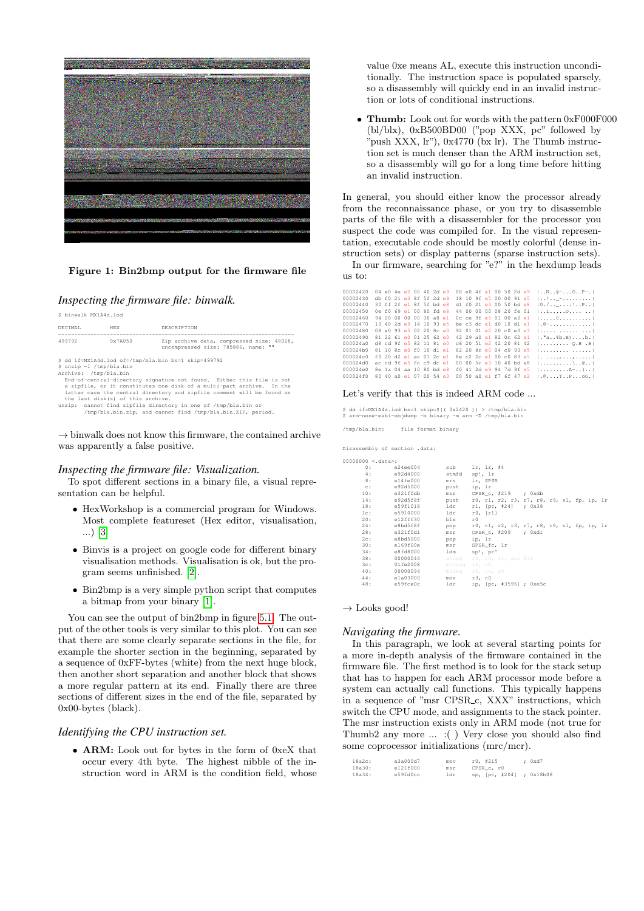Figure 1: Bin2bmp output for the firmware file

### *Inspecting the firmware file: binwalk.*

```
$ binwalk MX1A4d.lod
```

| DECIMAL | HEX | DESCRIPTION |
|---|---|---|
| 499792 | 0x7A050 | Zip archive data, compressed size: 48028, uncompressed size: 785886, name: "" |

```
$ dd if=MX1A4d.lod of=/tmp/bla.bin bs=1 skip=499792
$ unzip -l /tmp/bla.bin
Archive:  /tmp/bla.bin
  End-of-central-directory signature not found.  Either this file is not
  a zipfile, or it constitutes one disk of a multi-part archive.  In the
  latter case the central directory and zipfile comment will be found on
  the last disk(s) of this archive.
unzip:  cannot find zipfile directory in one of /tmp/bla.bin or
        /tmp/bla.bin.zip, and cannot find /tmp/bla.bin.ZIP, period.
```

→ binwalk does not know this firmware, the contained archive was apparently a false positive.

### *Inspecting the firmware file: Visualization.*

To spot different sections in a binary file, a visual representation can be helpful.

- HexWorkshop is a commercial program for Windows. Most complete featureset (Hex editor, visualisation, ...) [3]
- Binvis is a project on google code for different binary visualisation methods. Visualisation is ok, but the program seems unfinished. [2].
- Bin2bmp is a very simple python script that computes a bitmap from your binary [1].

You can see the output of bin2bmp in figure 5.1. The output of the other tools is very similar to this plot. You can see that there are some clearly separate sections in the file, for example the shorter section in the beginning, separated by a sequence of 0xFF-bytes (white) from the next huge block, then another short separation and another block that shows a more regular pattern at its end. Finally there are three sections of different sizes in the end of the file, separated by 0x00-bytes (black).

### *Identifying the CPU instruction set.*

- **ARM:** Look out for bytes in the form of 0xeX that occur every 4th byte. The highest nibble of the instruction word in ARM is the condition field, whose value 0xe means AL, execute this instruction unconditionally. The instruction space is populated sparsely, so a disassembly will quickly end in an invalid instruction or lots of conditional instructions.
- **Thumb:** Look out for words with the pattern 0xF000F000 (bl/blx), 0xB500BD00 ("pop XXX, pc" followed by "push XXX, lr"), 0x4770 (bx lr). The Thumb instruction set is much denser than the ARM instruction set, so a disassembly will go for a long time before hitting an invalid instruction.

In general, you should either know the processor already from the reconnaissance phase, or you try to disassemble parts of the file with a disassembler for the processor you suspect the code was compiled for. In the visual representation, executable code should be mostly colorful (dense instruction sets) or display patterns (sparse instruction sets).

In our firmware, searching for "e?" in the hexdump leads us to:

```
00002420  04 e0 4e e2 00 40 2d e9  00 e0 4f e1 00 50 2d e9  |..N..@-...O..P-.|
00002430  db f0 21 e3 8f 5f 2d e9  18 10 9f e5 00 00 91 e5  |..!.._-.........|
00002440  30 ff 2f e1 8f 5f bd e8  d1 f0 21 e3 00 50 bd e8  |0./.._....!..P..|
00002450  0e f0 69 e1 00 80 fd e8  44 00 00 00 08 20 fe 01  |..i.....D.... ..|
00002460  94 00 00 00 00 30 a0 e1  0c ce 9f e5 01 00 a0 e1  |.....0..........|
00002470  10 40 2d e9 14 10 93 e5  be c3 dc e1 d0 10 d1 e1  |.@-.............|
00002480  08 e0 93 e5 02 20 8c e0  92 01 01 e0 20 c0 e0 e3  |..... ...... ...|
00002490  81 22 61 e0 01 25 62 e0  42 29 a0 e1 82 0c 62 e1  |."a..%b.B)....b.|
000024a0  d8 cd 9f e5 82 11 81 e0  c6 20 51 e2 42 20 81 42  |......... Q.B .B|
000024b0  81 10 8c e0 f0 10 d1 e1  82 20 8c e0 04 c0 93 e5  |......... ......|
000024c0  f0 20 d2 e1 ac 01 2c e1  8e c2 2c e1 00 c0 83 e5  |. ....,...,.....|
000024d0  ac cd 9f e5 fc c9 dc e1  00 00 5c e3 10 40 bd a8  |..........\..@..|
000024e0  8e 1a 04 aa 10 80 bd e8  f0 41 2d e9 94 7d 9f e5  |.........A-..}..|
000024f0  80 40 a0 e1 07 00 54 e3  00 50 a0 e1 f7 6f 47 e2  |.@....T..P...oG.|
```

Let's verify that this is indeed ARM code ...

```
$ dd if=MX1A4d.lod bs=1 skip=$(( 0x2420 )) > /tmp/bla.bin
$ arm-none-eabi-objdump -b binary -m arm -D /tmp/bla.bin

/tmp/bla.bin:     file format binary


Disassembly of section .data:

00000000 <.data>:
   0:   e24ee004        sub     lr, lr, #4
   4:   e92d4000        stmfd   sp!, lr
   8:   e14fe000        mrs     lr, SPSR
   c:   e92d5000        push    ip, lr
  10:   e321f0db        msr     CPSR_c, #219    ; 0xdb
  14:   e92d5f8f        push    r0, r1, r2, r3, r7, r8, r9, sl, fp, ip, lr
  18:   e59f1018        ldr     r1, [pc, #24]   ; 0x38
  1c:   e5910000        ldr     r0, [r1]
  20:   e12fff30        blx     r0
  24:   e8bd5f8f        pop     r0, r1, r2, r3, r7, r8, r9, sl, fp, ip, lr
  28:   e321f0d1        msr     CPSR_c, #209    ; 0xd1
  2c:   e8bd5000        pop     ip, lr
  30:   e169f00e        msr     SPSR_fc, lr
  34:   e8fd8000        ldm     sp!, pc^
  38:   00000044        andeq   r0, r0, r4, asr #32
  3c:   01fe2008        mvnseq  r2, r8
  40:   00000094        muleq   r0, r4, r0
  44:   e1a03000        mov     r3, r0
  48:   e59fce0c        ldr     ip, [pc, #3596] ; 0xe5c
```

→ Looks good!

### *Navigating the firmware.*

In this paragraph, we look at several starting points for a more in-depth analysis of the firmware contained in the firmware file. The first method is to look for the stack setup that has to happen for each ARM processor mode before a system can actually call functions. This typically happens in a sequence of "msr CPSR_c, XXX" instructions, which switch the CPU mode, and assignments to the stack pointer. The msr instruction exists only in ARM mode (not true for Thumb2 any more ... :( ) Very close you should also find some coprocessor initializations (mrc/mcr).

```
18a2c:      e3a000d7        mov     r0, #215        ; 0xd7
18a30:      e121f000        msr     CPSR_c, r0
18a34:      e59fd0cc        ldr     sp, [pc, #204]  ; 0x18b08
```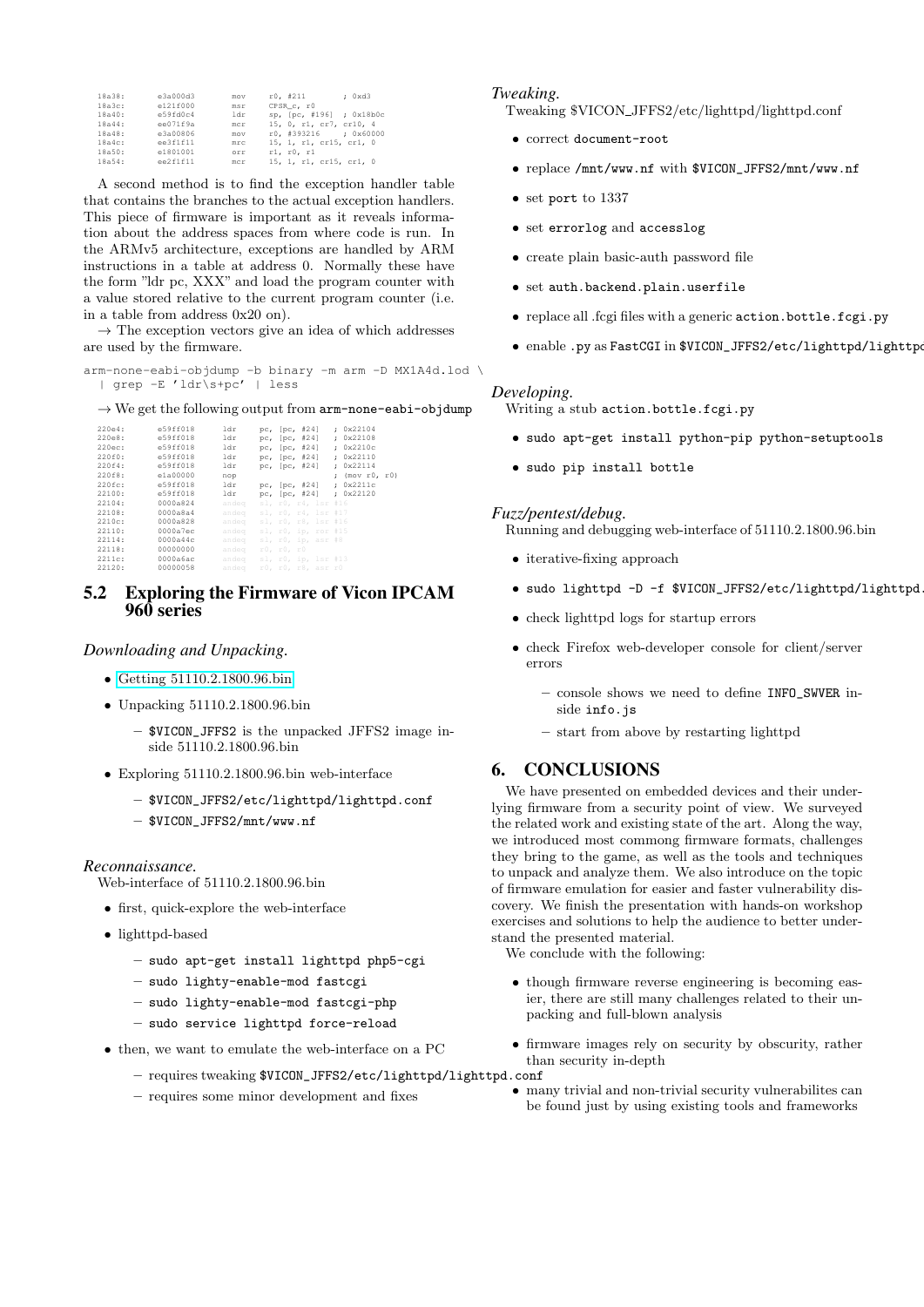```
18a38:        e3a000d3        mov     r0, #211        ; 0xd3
18a3c:        e121f000        msr     CPSR_c, r0
18a40:        e59fd0c4        ldr     sp, [pc, #196]  ; 0x18b0c
18a44:        ee071f9a        mcr     15, 0, r1, cr7, cr10, 4
18a48:        e3a00806        mov     r0, #393216     ; 0x60000
18a4c:        ee3f1f11        mrc     15, 1, r1, cr15, cr1, 0
18a50:        e1801001        orr     r1, r0, r1
18a54:        ee2f1f11        mcr     15, 1, r1, cr15, cr1, 0
```

A second method is to find the exception handler table that contains the branches to the actual exception handlers. This piece of firmware is important as it reveals information about the address spaces from where code is run. In the ARMv5 architecture, exceptions are handled by ARM instructions in a table at address 0. Normally these have the form "ldr pc, XXX" and load the program counter with a value stored relative to the current program counter (i.e. in a table from address 0x20 on).

→ The exception vectors give an idea of which addresses are used by the firmware.

```
arm-none-eabi-objdump -b binary -m arm -D MX1A4d.lod \
  | grep -E 'ldr\s+pc' | less
```

→ We get the following output from arm-none-eabi-objdump

```
220e4:        e59ff018        ldr     pc, [pc, #24]   ; 0x22104
220e8:        e59ff018        ldr     pc, [pc, #24]   ; 0x22108
220ec:        e59ff018        ldr     pc, [pc, #24]   ; 0x2210c
220f0:        e59ff018        ldr     pc, [pc, #24]   ; 0x22110
220f4:        e59ff018        ldr     pc, [pc, #24]   ; 0x22114
220f8:        e1a00000        nop                     ; (mov r0, r0)
220fc:        e59ff018        ldr     pc, [pc, #24]   ; 0x2211c
22100:        e59ff018        ldr     pc, [pc, #24]   ; 0x22120
22104:        0000a824        andeq   sl, r0, r4, lsr #16
22108:        0000a8a4        andeq   sl, r0, r4, lsr #17
2210c:        0000a828        andeq   sl, r0, r8, lsr #16
22110:        0000a7ec        andeq   sl, r0, ip, ror #15
22114:        0000a44c        andeq   sl, r0, ip, asr #8
22118:        00000000        andeq   r0, r0, r0
2211c:        0000a6ac        andeq   sl, r0, ip, lsr #13
22120:        00000058        andeq   r0, r0, r8, asr r0
```

## 5.2 Exploring the Firmware of Vicon IPCAM 960 series

*Downloading and Unpacking.*

- Getting 51110.2.1800.96.bin
- Unpacking 51110.2.1800.96.bin
  - `$VICON_JFFS2` is the unpacked JFFS2 image inside 51110.2.1800.96.bin
- Exploring 51110.2.1800.96.bin web-interface
  - `$VICON_JFFS2/etc/lighttpd/lighttpd.conf`
  - `$VICON_JFFS2/mnt/www.nf`

*Reconnaissance.*
Web-interface of 51110.2.1800.96.bin

- first, quick-explore the web-interface
- lighttpd-based
  - `sudo apt-get install lighttpd php5-cgi`
  - `sudo lighty-enable-mod fastcgi`
  - `sudo lighty-enable-mod fastcgi-php`
  - `sudo service lighttpd force-reload`
- then, we want to emulate the web-interface on a PC
  - requires tweaking `$VICON_JFFS2/etc/lighttpd/lighttpd.conf`
  - requires some minor development and fixes

*Tweaking.*
Tweaking $VICON_JFFS2/etc/lighttpd/lighttpd.conf

- correct `document-root`
- replace `/mnt/www.nf` with `$VICON_JFFS2/mnt/www.nf`
- set `port` to 1337
- set `errorlog` and `accesslog`
- create plain basic-auth password file
- set `auth.backend.plain.userfile`
- replace all .fcgi files with a generic `action.bottle.fcgi.py`
- enable `.py` as `FastCGI` in `$VICON_JFFS2/etc/lighttpd/lighttpd`

*Developing.*
Writing a stub `action.bottle.fcgi.py`

- `sudo apt-get install python-pip python-setuptools`
- `sudo pip install bottle`

*Fuzz/pentest/debug.*
Running and debugging web-interface of 51110.2.1800.96.bin

- iterative-fixing approach
- `sudo lighttpd -D -f $VICON_JFFS2/etc/lighttpd/lighttpd.`
- check lighttpd logs for startup errors
- check Firefox web-developer console for client/server errors
  - console shows we need to define `INFO_SWVER` inside `info.js`
  - start from above by restarting lighttpd

## 6. CONCLUSIONS

We have presented on embedded devices and their underlying firmware from a security point of view. We surveyed the related work and existing state of the art. Along the way, we introduced most commong firmware formats, challenges they bring to the game, as well as the tools and techniques to unpack and analyze them. We also introduce on the topic of firmware emulation for easier and faster vulnerability discovery. We finish the presentation with hands-on workshop exercises and solutions to help the audience to better understand the presented material.

We conclude with the following:

- though firmware reverse engineering is becoming easier, there are still many challenges related to their unpacking and full-blown analysis
- firmware images rely on security by obscurity, rather than security in-depth
- many trivial and non-trivial security vulnerabilites can be found just by using existing tools and frameworks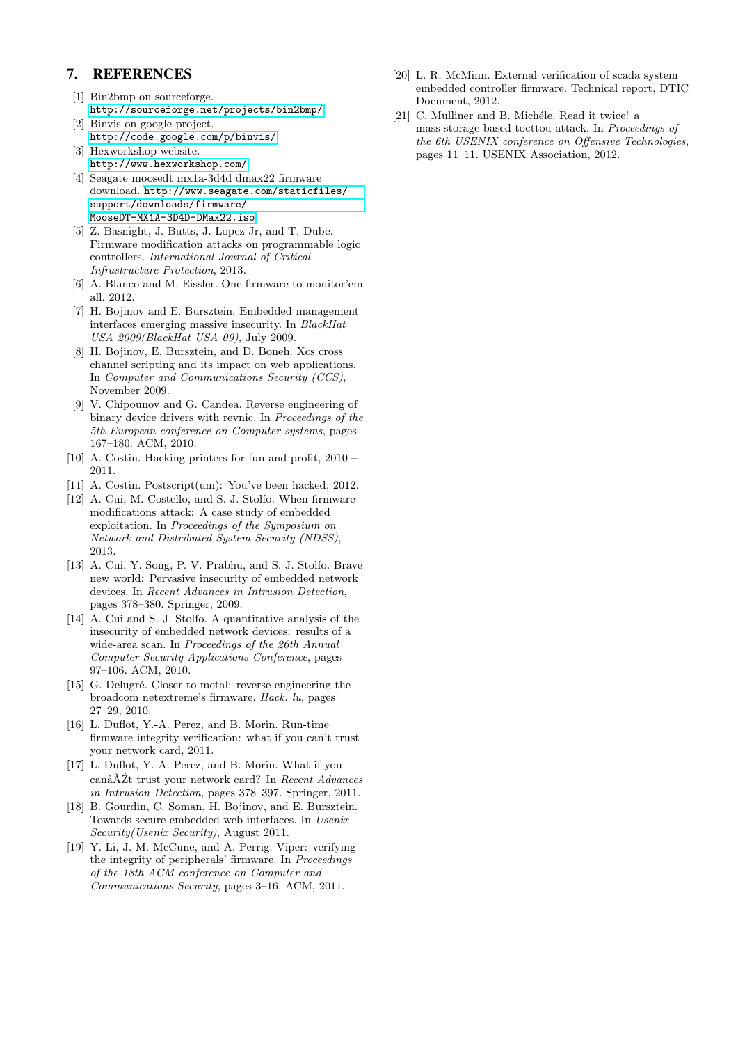## 7. REFERENCES

[1] Bin2bmp on sourceforge. http://sourceforge.net/projects/bin2bmp/

[2] Binvis on google project. http://code.google.com/p/binvis/

[3] Hexworkshop website. http://www.hexworkshop.com/

[4] Seagate moosedt mx1a-3d4d dmax22 firmware download. http://www.seagate.com/staticfiles/support/downloads/firmware/MooseDT-MX1A-3D4D-DMax22.iso

[5] Z. Basnight, J. Butts, J. Lopez Jr, and T. Dube. Firmware modification attacks on programmable logic controllers. *International Journal of Critical Infrastructure Protection*, 2013.

[6] A. Blanco and M. Eissler. One firmware to monitor'em all. 2012.

[7] H. Bojinov and E. Bursztein. Embedded management interfaces emerging massive insecurity. In *BlackHat USA 2009(BlackHat USA 09)*, July 2009.

[8] H. Bojinov, E. Bursztein, and D. Boneh. Xcs cross channel scripting and its impact on web applications. In *Computer and Communications Security (CCS)*, November 2009.

[9] V. Chipounov and G. Candea. Reverse engineering of binary device drivers with revnic. In *Proceedings of the 5th European conference on Computer systems*, pages 167–180. ACM, 2010.

[10] A. Costin. Hacking printers for fun and profit, 2010 – 2011.

[11] A. Costin. Postscript(um): You've been hacked, 2012.

[12] A. Cui, M. Costello, and S. J. Stolfo. When firmware modifications attack: A case study of embedded exploitation. In *Proceedings of the Symposium on Network and Distributed System Security (NDSS)*, 2013.

[13] A. Cui, Y. Song, P. V. Prabhu, and S. J. Stolfo. Brave new world: Pervasive insecurity of embedded network devices. In *Recent Advances in Intrusion Detection*, pages 378–380. Springer, 2009.

[14] A. Cui and S. J. Stolfo. A quantitative analysis of the insecurity of embedded network devices: results of a wide-area scan. In *Proceedings of the 26th Annual Computer Security Applications Conference*, pages 97–106. ACM, 2010.

[15] G. Delugré. Closer to metal: reverse-engineering the broadcom netextreme's firmware. *Hack. lu*, pages 27–29, 2010.

[16] L. Duflot, Y.-A. Perez, and B. Morin. Run-time firmware integrity verification: what if you can't trust your network card, 2011.

[17] L. Duflot, Y.-A. Perez, and B. Morin. What if you canâĂŹt trust your network card? In *Recent Advances in Intrusion Detection*, pages 378–397. Springer, 2011.

[18] B. Gourdin, C. Soman, H. Bojinov, and E. Bursztein. Towards secure embedded web interfaces. In *Usenix Security(Usenix Security)*, August 2011.

[19] Y. Li, J. M. McCune, and A. Perrig. Viper: verifying the integrity of peripherals' firmware. In *Proceedings of the 18th ACM conference on Computer and Communications Security*, pages 3–16. ACM, 2011.

[20] L. R. McMinn. External verification of scada system embedded controller firmware. Technical report, DTIC Document, 2012.

[21] C. Mulliner and B. Michéle. Read it twice! a mass-storage-based tocttou attack. In *Proceedings of the 6th USENIX conference on Offensive Technologies*, pages 11–11. USENIX Association, 2012.